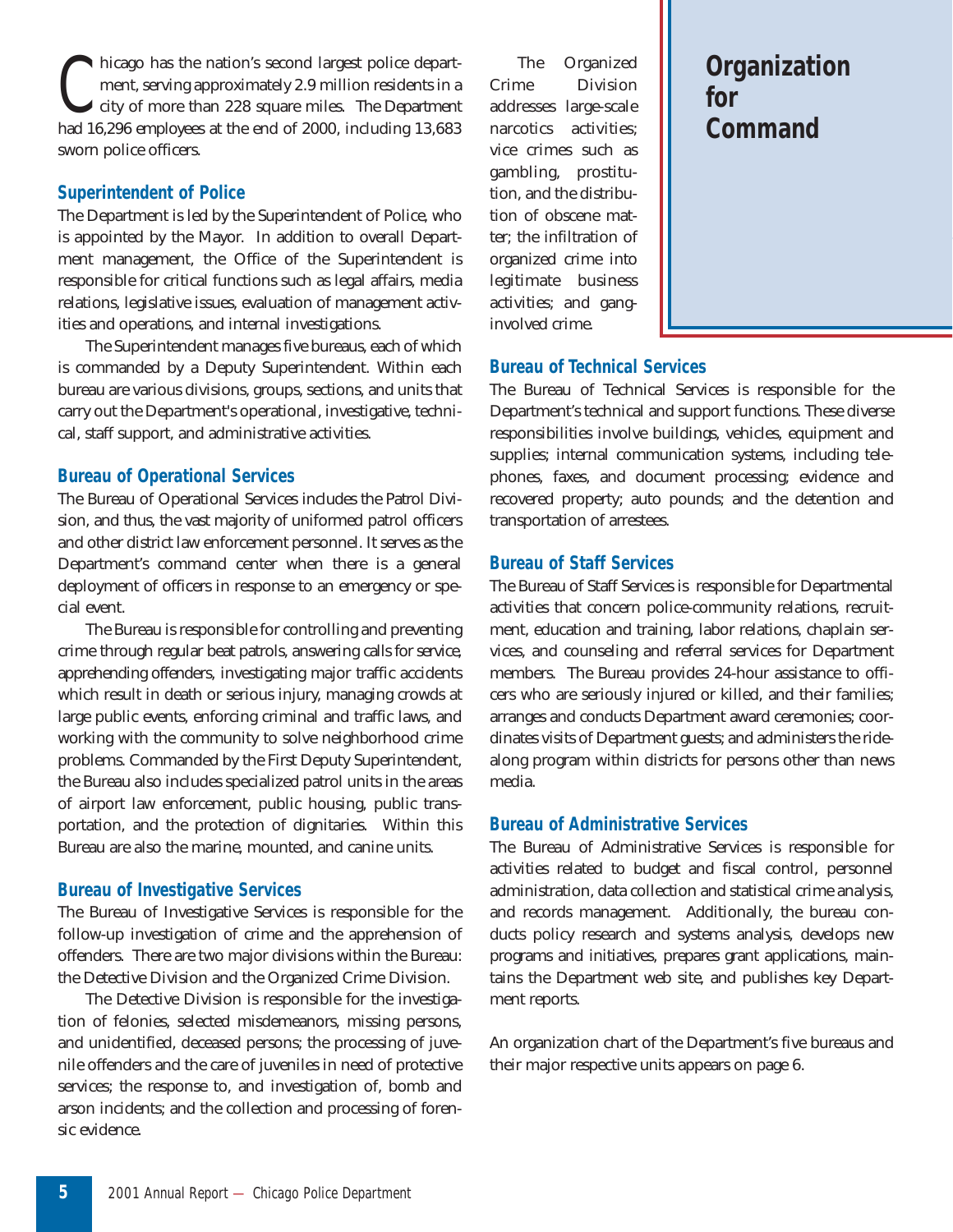# Organization for Command

Chicago has the nation's second largest police department, serving approximately 2.9 million residents in a city of more than 228 square miles. The Department had 16,296 employees at the end of 2000, including 13,683 sworn police officers.

## Superintendent of Police

The Department is led by the Superintendent of Police, who is appointed by the Mayor. In addition to overall Department management, the Office of the Superintendent is responsible for critical functions such as legal affairs, media relations, legislative issues, evaluation of management activities and operations, and internal investigations.

The Superintendent manages five bureaus, each of which is commanded by a Deputy Superintendent. Within each bureau are various divisions, groups, sections, and units that carry out the Department's operational, investigative, technical, staff support, and administrative activities.

## Bureau of Operational Services

The Bureau of Operational Services includes the Patrol Division, and thus, the vast majority of uniformed patrol officers and other district law enforcement personnel. It serves as the Department's command center when there is a general deployment of officers in response to an emergency or special event.

The Bureau is responsible for controlling and preventing crime through regular beat patrols, answering calls for service, apprehending offenders, investigating major traffic accidents which result in death or serious injury, managing crowds at large public events, enforcing criminal and traffic laws, and working with the community to solve neighborhood crime problems. Commanded by the First Deputy Superintendent, the Bureau also includes specialized patrol units in the areas of airport law enforcement, public housing, public transportation, and the protection of dignitaries. Within this Bureau are also the marine, mounted, and canine units.

## Bureau of Investigative Services

The Bureau of Investigative Services is responsible for the follow-up investigation of crime and the apprehension of offenders. There are two major divisions within the Bureau: the Detective Division and the Organized Crime Division.

The Detective Division is responsible for the investigation of felonies, selected misdemeanors, missing persons, and unidentified, deceased persons; the processing of juvenile offenders and the care of juveniles in need of protective services; the response to, and investigation of, bomb and arson incidents; and the collection and processing of forensic evidence.

The Organized Crime Division addresses large-scale narcotics activities; vice crimes such as gambling, prostitution, and the distribution of obscene matter; the infiltration of organized crime into legitimate business activities; and gang-involved crime.

## Bureau of Technical Services

The Bureau of Technical Services is responsible for the Department's technical and support functions. These diverse responsibilities involve buildings, vehicles, equipment and supplies; internal communication systems, including telephones, faxes, and document processing; evidence and recovered property; auto pounds; and the detention and transportation of arrestees.

## Bureau of Staff Services

The Bureau of Staff Services is responsible for Departmental activities that concern police-community relations, recruitment, education and training, labor relations, chaplain services, and counseling and referral services for Department members. The Bureau provides 24-hour assistance to officers who are seriously injured or killed, and their families; arranges and conducts Department award ceremonies; coordinates visits of Department guests; and administers the ride-along program within districts for persons other than news media.

## Bureau of Administrative Services

The Bureau of Administrative Services is responsible for activities related to budget and fiscal control, personnel administration, data collection and statistical crime analysis, and records management. Additionally, the bureau conducts policy research and systems analysis, develops new programs and initiatives, prepares grant applications, maintains the Department web site, and publishes key Department reports.

An organization chart of the Department's five bureaus and their major respective units appears on page 6.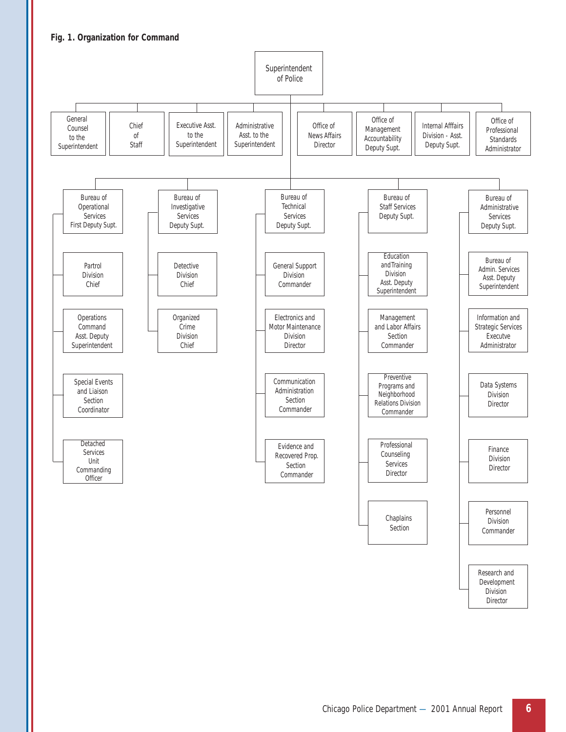**Fig. 1. Organization for Command**

Superintendent of Police

General Counsel to the Superintendent

Chief of Staff

Executive Asst. to the Superintendent

Administrative Asst. to the Superintendent

Office of News Affairs Director

Office of Management Accountability Deputy Supt.

Internal Afffairs Division - Asst. Deputy Supt.

Office of Professional Standards Administrator

Bureau of Operational Services First Deputy Supt.

Partrol Division Chief

Operations Command Asst. Deputy Superintendent

Special Events and Liaison Section Coordinator

Detached Services Unit Commanding Officer

Bureau of Investigative Services Deputy Supt.

Detective Division Chief

Organized Crime Division Chief

Bureau of Technical Services Deputy Supt.

General Support Division Commander

Electronics and Motor Maintenance Division Director

Communication Administration Section Commander

Evidence and Recovered Prop. Section Commander

Bureau of Staff Services Deputy Supt.

Education andTraining Division Asst. Deputy Superintendent

Management and Labor Affairs Section Commander

Preventive Programs and Neighborhood Relations Division Commander

Professional Counseling Services Director

Chaplains Section

Bureau of Administrative Services Deputy Supt.

Bureau of Admin. Services Asst. Deputy Superintendent

Information and Strategic Services Executve Administrator

Data Systems Division Director

Finance Division Director

Personnel Division Commander

Research and Development Division Director